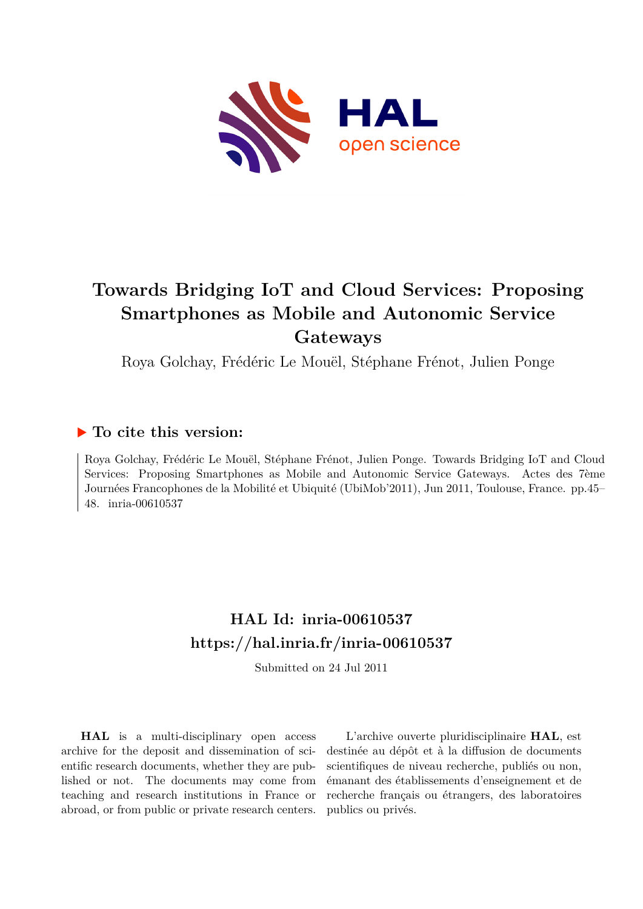# Towards Bridging IoT and Cloud Services: Proposing Smartphones as Mobile and Autonomic Service Gateways

Roya Golchay, Frédéric Le Mouël, Stéphane Frénot, Julien Ponge

## ▶ To cite this version:

Roya Golchay, Frédéric Le Mouël, Stéphane Frénot, Julien Ponge. Towards Bridging IoT and Cloud Services: Proposing Smartphones as Mobile and Autonomic Service Gateways. Actes des 7ème Journées Francophones de la Mobilité et Ubiquité (UbiMob'2011), Jun 2011, Toulouse, France. pp.45–48. inria-00610537

## HAL Id: inria-00610537
## https://hal.inria.fr/inria-00610537

Submitted on 24 Jul 2011

**HAL** is a multi-disciplinary open access archive for the deposit and dissemination of scientific research documents, whether they are published or not. The documents may come from teaching and research institutions in France or abroad, or from public or private research centers.

L'archive ouverte pluridisciplinaire **HAL**, est destinée au dépôt et à la diffusion de documents scientifiques de niveau recherche, publiés ou non, émanant des établissements d'enseignement et de recherche français ou étrangers, des laboratoires publics ou privés.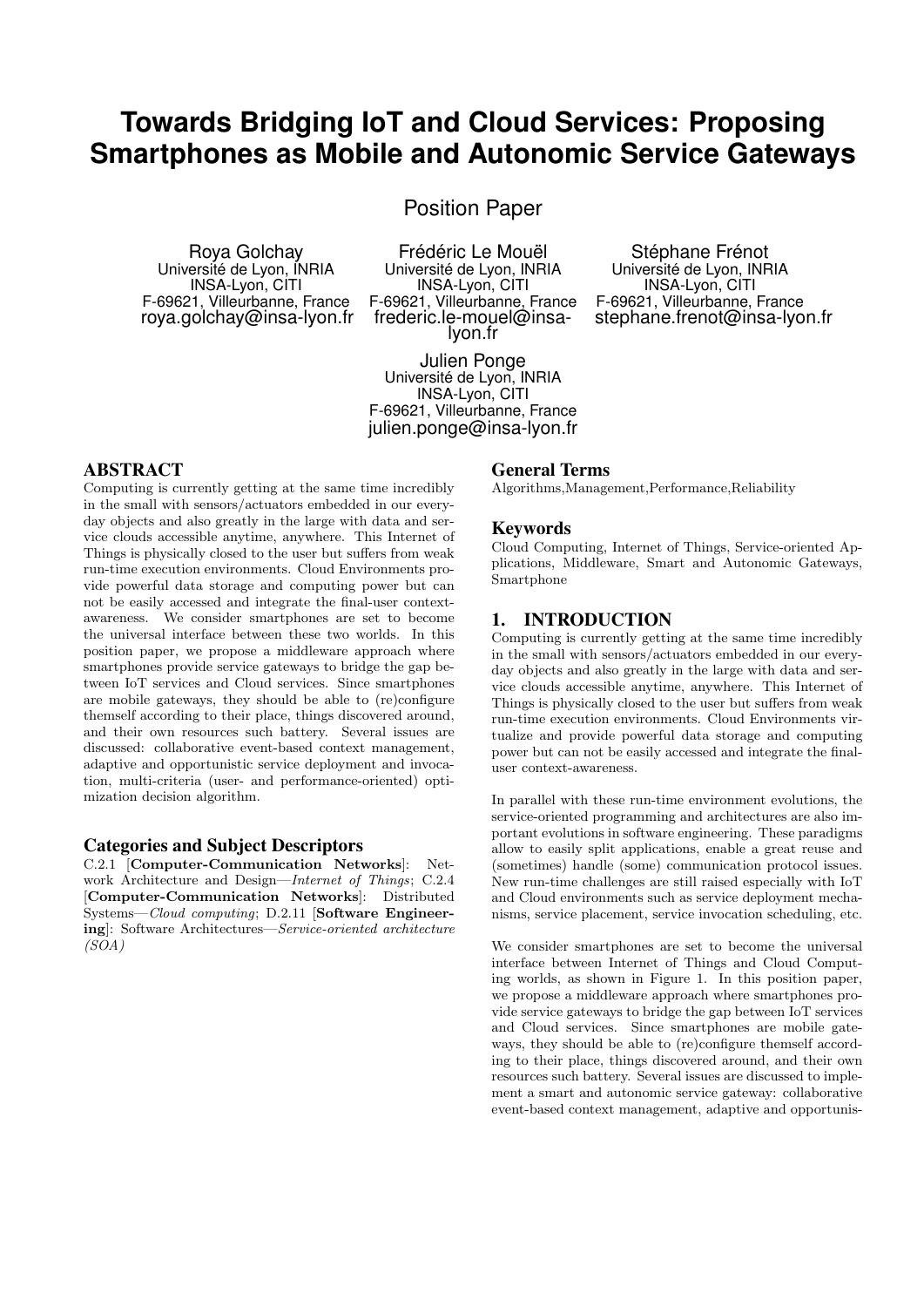# Towards Bridging IoT and Cloud Services: Proposing Smartphones as Mobile and Autonomic Service Gateways

Position Paper

Roya Golchay
Université de Lyon, INRIA
INSA-Lyon, CITI
F-69621, Villeurbanne, France
roya.golchay@insa-lyon.fr

Frédéric Le Mouël
Université de Lyon, INRIA
INSA-Lyon, CITI
F-69621, Villeurbanne, France
frederic.le-mouel@insa-lyon.fr

Stéphane Frénot
Université de Lyon, INRIA
INSA-Lyon, CITI
F-69621, Villeurbanne, France
stephane.frenot@insa-lyon.fr

Julien Ponge
Université de Lyon, INRIA
INSA-Lyon, CITI
F-69621, Villeurbanne, France
julien.ponge@insa-lyon.fr

## ABSTRACT

Computing is currently getting at the same time incredibly in the small with sensors/actuators embedded in our everyday objects and also greatly in the large with data and service clouds accessible anytime, anywhere. This Internet of Things is physically closed to the user but suffers from weak run-time execution environments. Cloud Environments provide powerful data storage and computing power but can not be easily accessed and integrate the final-user context-awareness. We consider smartphones are set to become the universal interface between these two worlds. In this position paper, we propose a middleware approach where smartphones provide service gateways to bridge the gap between IoT services and Cloud services. Since smartphones are mobile gateways, they should be able to (re)configure themself according to their place, things discovered around, and their own resources such battery. Several issues are discussed: collaborative event-based context management, adaptive and opportunistic service deployment and invocation, multi-criteria (user- and performance-oriented) optimization decision algorithm.

## Categories and Subject Descriptors

C.2.1 [**Computer-Communication Networks**]: Network Architecture and Design—*Internet of Things*; C.2.4 [**Computer-Communication Networks**]: Distributed Systems—*Cloud computing*; D.2.11 [**Software Engineering**]: Software Architectures—*Service-oriented architecture (SOA)*

## General Terms

Algorithms,Management,Performance,Reliability

## Keywords

Cloud Computing, Internet of Things, Service-oriented Applications, Middleware, Smart and Autonomic Gateways, Smartphone

## 1. INTRODUCTION

Computing is currently getting at the same time incredibly in the small with sensors/actuators embedded in our everyday objects and also greatly in the large with data and service clouds accessible anytime, anywhere. This Internet of Things is physically closed to the user but suffers from weak run-time execution environments. Cloud Environments virtualize and provide powerful data storage and computing power but can not be easily accessed and integrate the final-user context-awareness.

In parallel with these run-time environment evolutions, the service-oriented programming and architectures are also important evolutions in software engineering. These paradigms allow to easily split applications, enable a great reuse and (sometimes) handle (some) communication protocol issues. New run-time challenges are still raised especially with IoT and Cloud environments such as service deployment mechanisms, service placement, service invocation scheduling, etc.

We consider smartphones are set to become the universal interface between Internet of Things and Cloud Computing worlds, as shown in Figure 1. In this position paper, we propose a middleware approach where smartphones provide service gateways to bridge the gap between IoT services and Cloud services. Since smartphones are mobile gateways, they should be able to (re)configure themself according to their place, things discovered around, and their own resources such battery. Several issues are discussed to implement a smart and autonomic service gateway: collaborative event-based context management, adaptive and opportunis-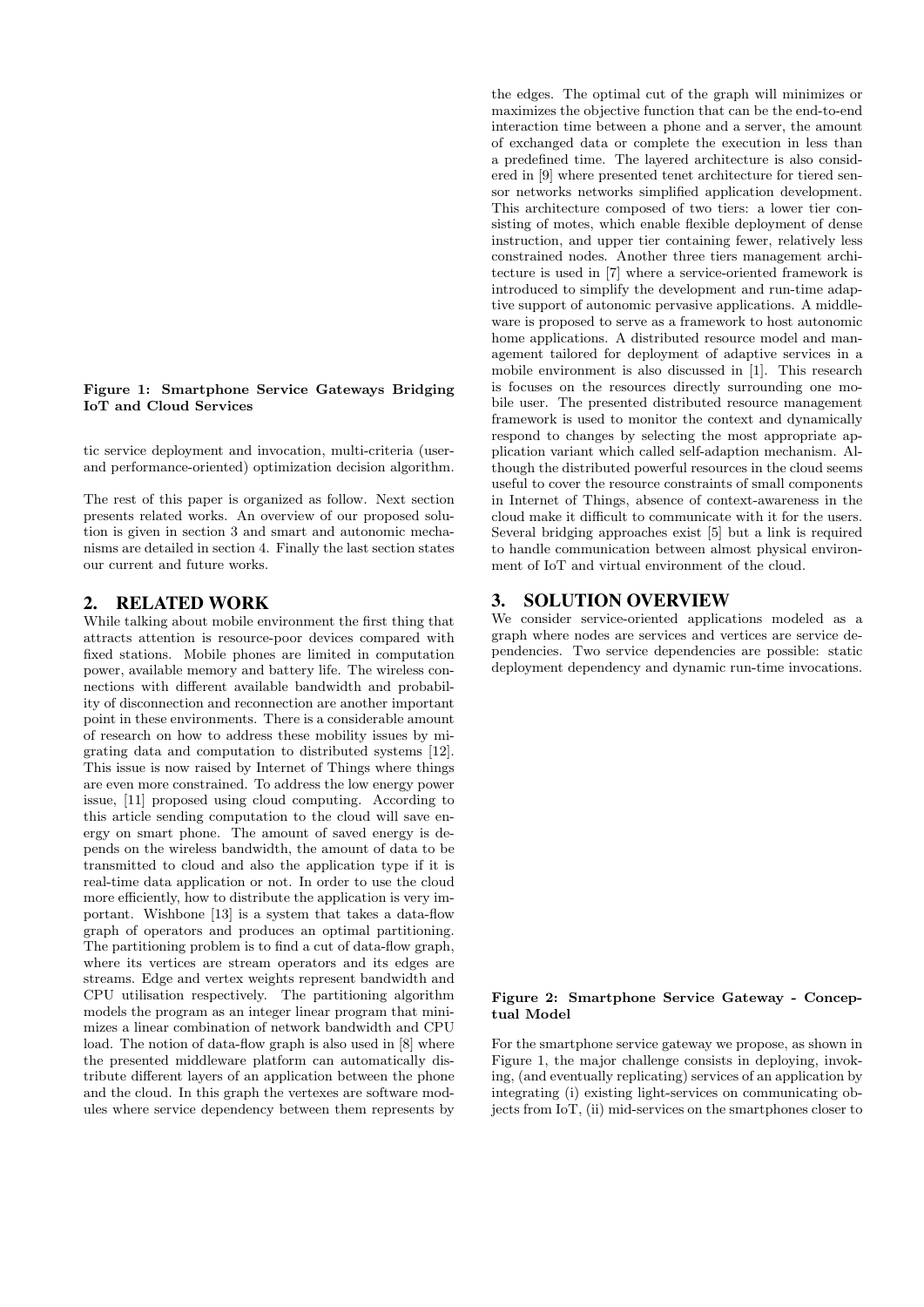**Figure 1: Smartphone Service Gateways Bridging IoT and Cloud Services**

tic service deployment and invocation, multi-criteria (user- and performance-oriented) optimization decision algorithm.

The rest of this paper is organized as follow. Next section presents related works. An overview of our proposed solution is given in section 3 and smart and autonomic mechanisms are detailed in section 4. Finally the last section states our current and future works.

## 2. RELATED WORK

While talking about mobile environment the first thing that attracts attention is resource-poor devices compared with fixed stations. Mobile phones are limited in computation power, available memory and battery life. The wireless connections with different available bandwidth and probability of disconnection and reconnection are another important point in these environments. There is a considerable amount of research on how to address these mobility issues by migrating data and computation to distributed systems [12]. This issue is now raised by Internet of Things where things are even more constrained. To address the low energy power issue, [11] proposed using cloud computing. According to this article sending computation to the cloud will save energy on smart phone. The amount of saved energy is depends on the wireless bandwidth, the amount of data to be transmitted to cloud and also the application type if it is real-time data application or not. In order to use the cloud more efficiently, how to distribute the application is very important. Wishbone [13] is a system that takes a data-flow graph of operators and produces an optimal partitioning. The partitioning problem is to find a cut of data-flow graph, where its vertices are stream operators and its edges are streams. Edge and vertex weights represent bandwidth and CPU utilisation respectively. The partitioning algorithm models the program as an integer linear program that minimizes a linear combination of network bandwidth and CPU load. The notion of data-flow graph is also used in [8] where the presented middleware platform can automatically distribute different layers of an application between the phone and the cloud. In this graph the vertexes are software modules where service dependency between them represents by the edges. The optimal cut of the graph will minimizes or maximizes the objective function that can be the end-to-end interaction time between a phone and a server, the amount of exchanged data or complete the execution in less than a predefined time. The layered architecture is also considered in [9] where presented tenet architecture for tiered sensor networks networks simplified application development. This architecture composed of two tiers: a lower tier consisting of motes, which enable flexible deployment of dense instruction, and upper tier containing fewer, relatively less constrained nodes. Another three tiers management architecture is used in [7] where a service-oriented framework is introduced to simplify the development and run-time adaptive support of autonomic pervasive applications. A middleware is proposed to serve as a framework to host autonomic home applications. A distributed resource model and management tailored for deployment of adaptive services in a mobile environment is also discussed in [1]. This research is focuses on the resources directly surrounding one mobile user. The presented distributed resource management framework is used to monitor the context and dynamically respond to changes by selecting the most appropriate application variant which called self-adaption mechanism. Although the distributed powerful resources in the cloud seems useful to cover the resource constraints of small components in Internet of Things, absence of context-awareness in the cloud make it difficult to communicate with it for the users. Several bridging approaches exist [5] but a link is required to handle communication between almost physical environment of IoT and virtual environment of the cloud.

## 3. SOLUTION OVERVIEW

We consider service-oriented applications modeled as a graph where nodes are services and vertices are service dependencies. Two service dependencies are possible: static deployment dependency and dynamic run-time invocations.

**Figure 2: Smartphone Service Gateway - Conceptual Model**

For the smartphone service gateway we propose, as shown in Figure 1, the major challenge consists in deploying, invoking, (and eventually replicating) services of an application by integrating (i) existing light-services on communicating objects from IoT, (ii) mid-services on the smartphones closer to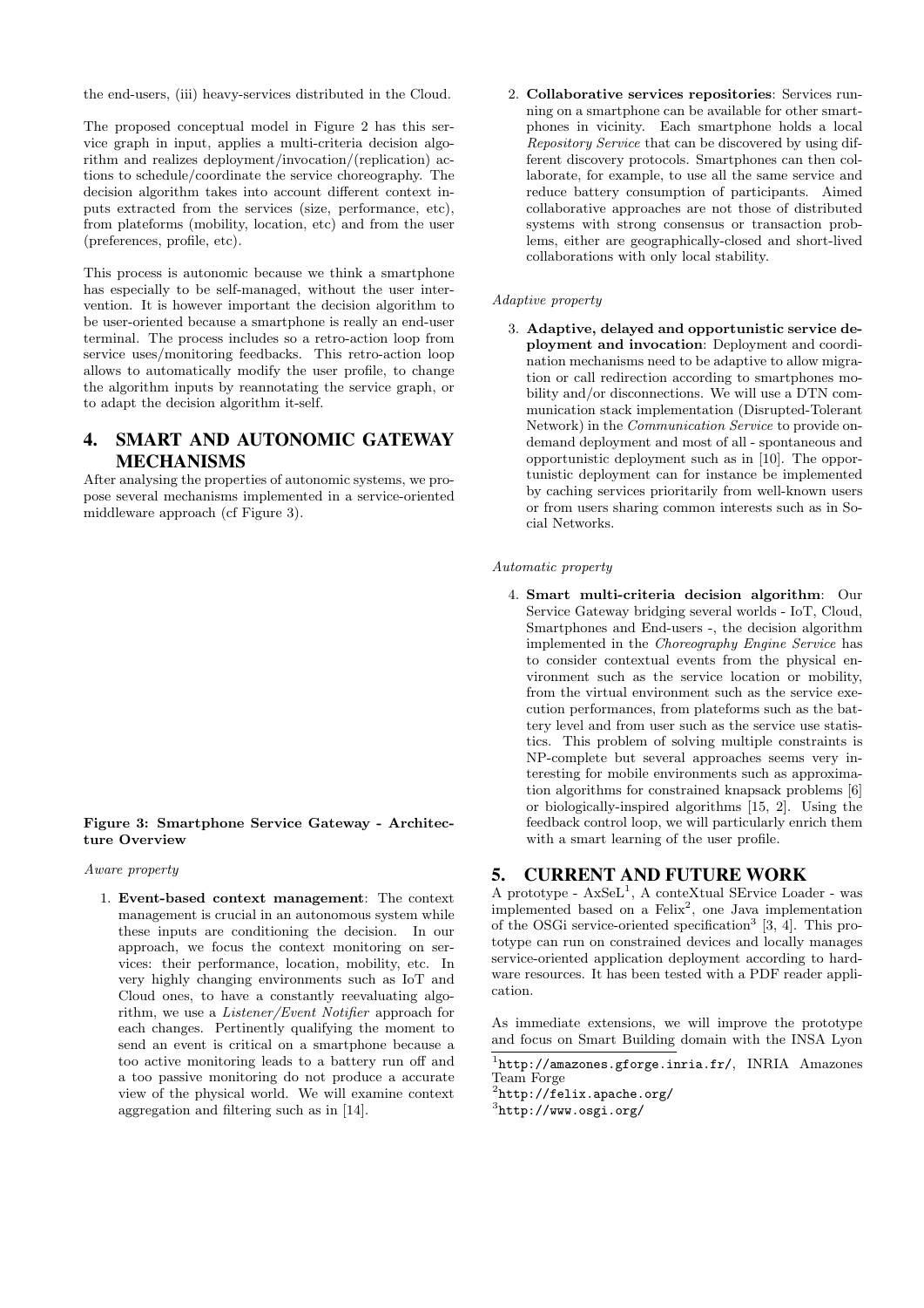the end-users, (iii) heavy-services distributed in the Cloud.

The proposed conceptual model in Figure 2 has this service graph in input, applies a multi-criteria decision algorithm and realizes deployment/invocation/(replication) actions to schedule/coordinate the service choreography. The decision algorithm takes into account different context inputs extracted from the services (size, performance, etc), from plateforms (mobility, location, etc) and from the user (preferences, profile, etc).

This process is autonomic because we think a smartphone has especially to be self-managed, without the user intervention. It is however important the decision algorithm to be user-oriented because a smartphone is really an end-user terminal. The process includes so a retro-action loop from service uses/monitoring feedbacks. This retro-action loop allows to automatically modify the user profile, to change the algorithm inputs by reannotating the service graph, or to adapt the decision algorithm it-self.

## 4. SMART AND AUTONOMIC GATEWAY MECHANISMS

After analysing the properties of autonomic systems, we propose several mechanisms implemented in a service-oriented middleware approach (cf Figure 3).

**Figure 3: Smartphone Service Gateway - Architecture Overview**

*Aware property*

1. **Event-based context management**: The context management is crucial in an autonomous system while these inputs are conditioning the decision. In our approach, we focus the context monitoring on services: their performance, location, mobility, etc. In very highly changing environments such as IoT and Cloud ones, to have a constantly reevaluating algorithm, we use a *Listener/Event Notifier* approach for each changes. Pertinently qualifying the moment to send an event is critical on a smartphone because a too active monitoring leads to a battery run off and a too passive monitoring do not produce a accurate view of the physical world. We will examine context aggregation and filtering such as in [14].

2. **Collaborative services repositories**: Services running on a smartphone can be available for other smartphones in vicinity. Each smartphone holds a local *Repository Service* that can be discovered by using different discovery protocols. Smartphones can then collaborate, for example, to use all the same service and reduce battery consumption of participants. Aimed collaborative approaches are not those of distributed systems with strong consensus or transaction problems, either are geographically-closed and short-lived collaborations with only local stability.

*Adaptive property*

3. **Adaptive, delayed and opportunistic service deployment and invocation**: Deployment and coordination mechanisms need to be adaptive to allow migration or call redirection according to smartphones mobility and/or disconnections. We will use a DTN communication stack implementation (Disrupted-Tolerant Network) in the *Communication Service* to provide on-demand deployment and most of all - spontaneous and opportunistic deployment such as in [10]. The opportunistic deployment can for instance be implemented by caching services prioritarily from well-known users or from users sharing common interests such as in Social Networks.

*Automatic property*

4. **Smart multi-criteria decision algorithm**: Our Service Gateway bridging several worlds - IoT, Cloud, Smartphones and End-users -, the decision algorithm implemented in the *Choreography Engine Service* has to consider contextual events from the physical environment such as the service location or mobility, from the virtual environment such as the service execution performances, from plateforms such as the battery level and from user such as the service use statistics. This problem of solving multiple constraints is NP-complete but several approaches seems very interesting for mobile environments such as approximation algorithms for constrained knapsack problems [6] or biologically-inspired algorithms [15, 2]. Using the feedback control loop, we will particularly enrich them with a smart learning of the user profile.

## 5. CURRENT AND FUTURE WORK

A prototype - AxSeL[1], A conteXtual SErvice Loader - was implemented based on a Felix[2], one Java implementation of the OSGi service-oriented specification[3] [3, 4]. This prototype can run on constrained devices and locally manages service-oriented application deployment according to hardware resources. It has been tested with a PDF reader application.

As immediate extensions, we will improve the prototype and focus on Smart Building domain with the INSA Lyon

[1] `http://amazones.gforge.inria.fr/`, INRIA Amazones Team Forge

[2] `http://felix.apache.org/`

[3] `http://www.osgi.org/`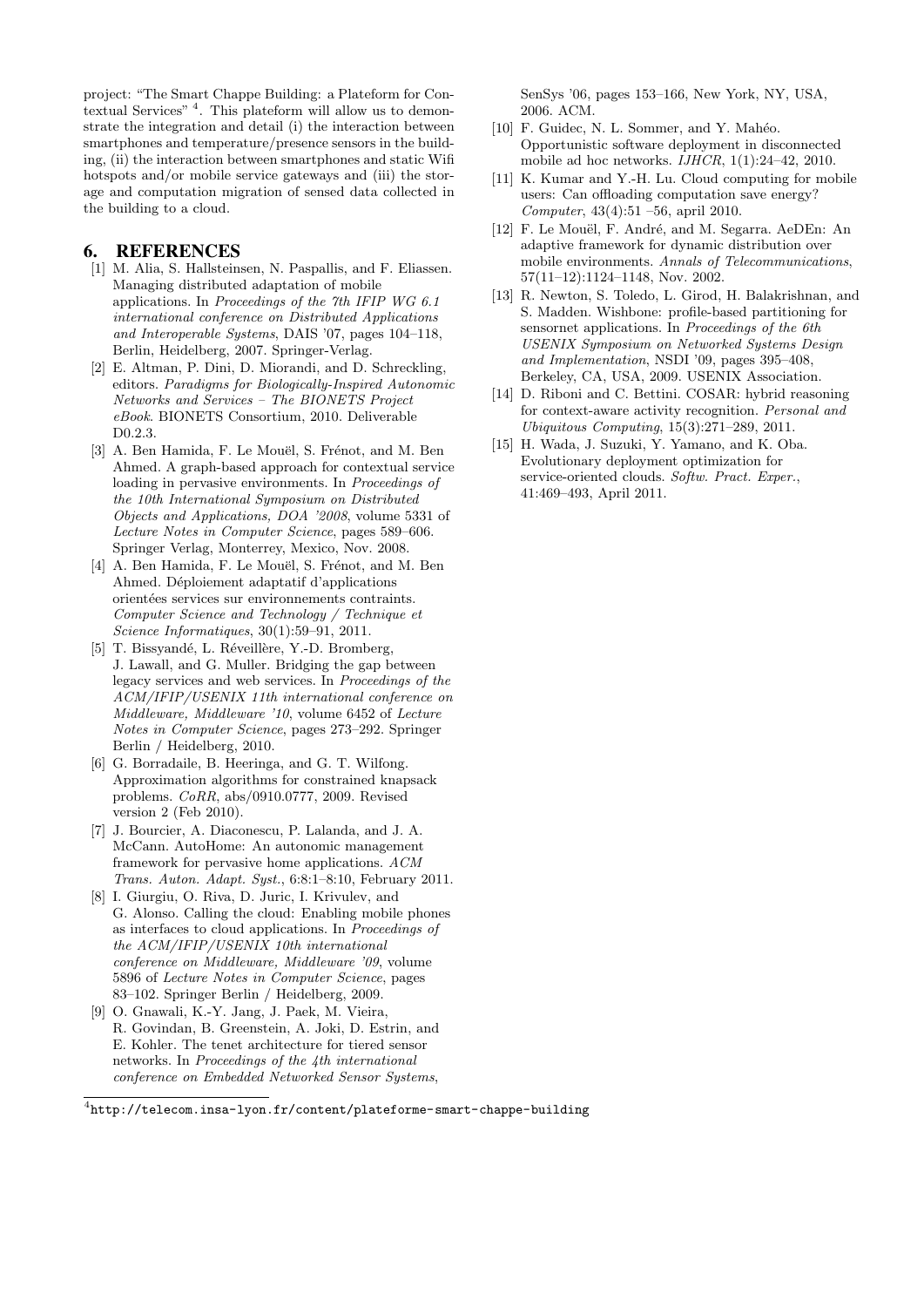project: "The Smart Chappe Building: a Plateform for Contextual Services" [4]. This plateform will allow us to demonstrate the integration and detail (i) the interaction between smartphones and temperature/presence sensors in the building, (ii) the interaction between smartphones and static Wifi hotspots and/or mobile service gateways and (iii) the storage and computation migration of sensed data collected in the building to a cloud.

## 6. REFERENCES

[1] M. Alia, S. Hallsteinsen, N. Paspallis, and F. Eliassen. Managing distributed adaptation of mobile applications. In *Proceedings of the 7th IFIP WG 6.1 international conference on Distributed Applications and Interoperable Systems*, DAIS '07, pages 104–118, Berlin, Heidelberg, 2007. Springer-Verlag.

[2] E. Altman, P. Dini, D. Miorandi, and D. Schreckling, editors. *Paradigms for Biologically-Inspired Autonomic Networks and Services – The BIONETS Project eBook*. BIONETS Consortium, 2010. Deliverable D0.2.3.

[3] A. Ben Hamida, F. Le Mouël, S. Frénot, and M. Ben Ahmed. A graph-based approach for contextual service loading in pervasive environments. In *Proceedings of the 10th International Symposium on Distributed Objects and Applications, DOA '2008*, volume 5331 of *Lecture Notes in Computer Science*, pages 589–606. Springer Verlag, Monterrey, Mexico, Nov. 2008.

[4] A. Ben Hamida, F. Le Mouël, S. Frénot, and M. Ben Ahmed. Déploiement adaptatif d'applications orientées services sur environnements contraints. *Computer Science and Technology / Technique et Science Informatiques*, 30(1):59–91, 2011.

[5] T. Bissyandé, L. Réveillère, Y.-D. Bromberg, J. Lawall, and G. Muller. Bridging the gap between legacy services and web services. In *Proceedings of the ACM/IFIP/USENIX 11th international conference on Middleware, Middleware '10*, volume 6452 of *Lecture Notes in Computer Science*, pages 273–292. Springer Berlin / Heidelberg, 2010.

[6] G. Borradaile, B. Heeringa, and G. T. Wilfong. Approximation algorithms for constrained knapsack problems. *CoRR*, abs/0910.0777, 2009. Revised version 2 (Feb 2010).

[7] J. Bourcier, A. Diaconescu, P. Lalanda, and J. A. McCann. AutoHome: An autonomic management framework for pervasive home applications. *ACM Trans. Auton. Adapt. Syst.*, 6:8:1–8:10, February 2011.

[8] I. Giurgiu, O. Riva, D. Juric, I. Krivulev, and G. Alonso. Calling the cloud: Enabling mobile phones as interfaces to cloud applications. In *Proceedings of the ACM/IFIP/USENIX 10th international conference on Middleware, Middleware '09*, volume 5896 of *Lecture Notes in Computer Science*, pages 83–102. Springer Berlin / Heidelberg, 2009.

[9] O. Gnawali, K.-Y. Jang, J. Paek, M. Vieira, R. Govindan, B. Greenstein, A. Joki, D. Estrin, and E. Kohler. The tenet architecture for tiered sensor networks. In *Proceedings of the 4th international conference on Embedded Networked Sensor Systems*, SenSys '06, pages 153–166, New York, NY, USA, 2006. ACM.

[10] F. Guidec, N. L. Sommer, and Y. Mahéo. Opportunistic software deployment in disconnected mobile ad hoc networks. *IJHCR*, 1(1):24–42, 2010.

[11] K. Kumar and Y.-H. Lu. Cloud computing for mobile users: Can offloading computation save energy? *Computer*, 43(4):51 –56, april 2010.

[12] F. Le Mouël, F. André, and M. Segarra. AeDEn: An adaptive framework for dynamic distribution over mobile environments. *Annals of Telecommunications*, 57(11–12):1124–1148, Nov. 2002.

[13] R. Newton, S. Toledo, L. Girod, H. Balakrishnan, and S. Madden. Wishbone: profile-based partitioning for sensornet applications. In *Proceedings of the 6th USENIX Symposium on Networked Systems Design and Implementation*, NSDI '09, pages 395–408, Berkeley, CA, USA, 2009. USENIX Association.

[14] D. Riboni and C. Bettini. COSAR: hybrid reasoning for context-aware activity recognition. *Personal and Ubiquitous Computing*, 15(3):271–289, 2011.

[15] H. Wada, J. Suzuki, Y. Yamano, and K. Oba. Evolutionary deployment optimization for service-oriented clouds. *Softw. Pract. Exper.*, 41:469–493, April 2011.

[4] http://telecom.insa-lyon.fr/content/plateforme-smart-chappe-building